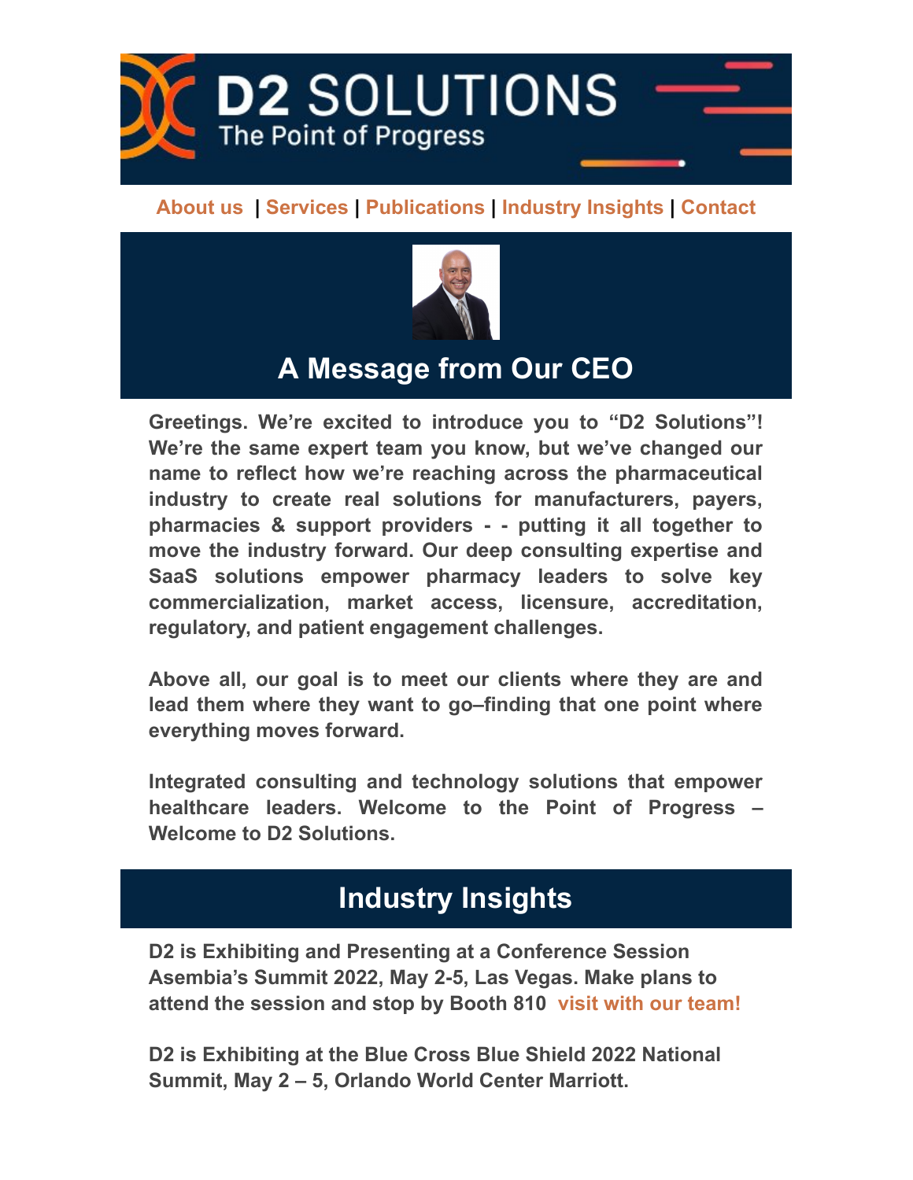# D2 SOLUTIONS

The Point of Progress

About us | Services | Publications | Industry Insights | Contact

## A Message from Our CEO

**Greetings. We're excited to introduce you to "D2 Solutions"! We're the same expert team you know, but we've changed our name to reflect how we're reaching across the pharmaceutical industry to create real solutions for manufacturers, payers, pharmacies & support providers - - putting it all together to move the industry forward. Our deep consulting expertise and SaaS solutions empower pharmacy leaders to solve key commercialization, market access, licensure, accreditation, regulatory, and patient engagement challenges.**

**Above all, our goal is to meet our clients where they are and lead them where they want to go–finding that one point where everything moves forward.**

**Integrated consulting and technology solutions that empower healthcare leaders. Welcome to the Point of Progress – Welcome to D2 Solutions.**

## Industry Insights

**D2 is Exhibiting and Presenting at a Conference Session Asembia's Summit 2022, May 2-5, Las Vegas. Make plans to attend the session and stop by Booth 810 visit with our team!**

**D2 is Exhibiting at the Blue Cross Blue Shield 2022 National Summit, May 2 – 5, Orlando World Center Marriott.**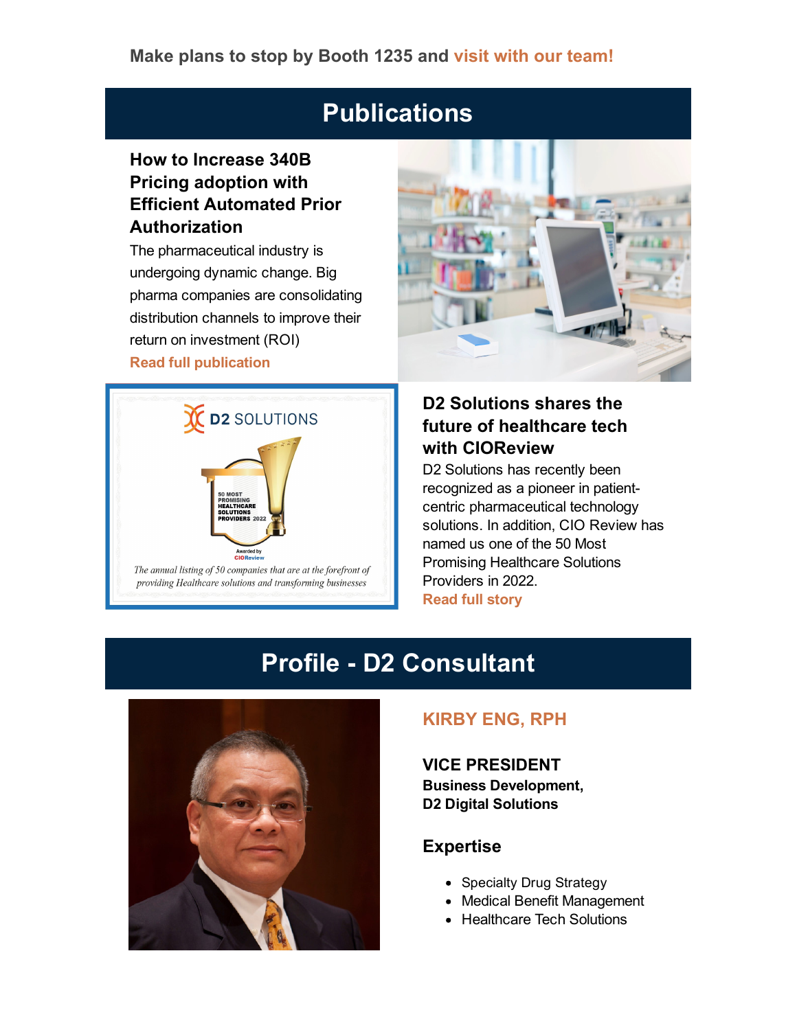Make plans to stop by Booth 1235 and **visit with our team!**

## Publications

### How to Increase 340B Pricing adoption with Efficient Automated Prior Authorization

The pharmaceutical industry is undergoing dynamic change. Big pharma companies are consolidating distribution channels to improve their return on investment (ROI)

**Read full publication**

### D2 Solutions shares the future of healthcare tech with CIOReview

D2 Solutions has recently been recognized as a pioneer in patient-centric pharmaceutical technology solutions. In addition, CIO Review has named us one of the 50 Most Promising Healthcare Solutions Providers in 2022.

**Read full story**

## Profile - D2 Consultant

### KIRBY ENG, RPH

**VICE PRESIDENT**
**Business Development,**
**D2 Digital Solutions**

### Expertise

- Specialty Drug Strategy
- Medical Benefit Management
- Healthcare Tech Solutions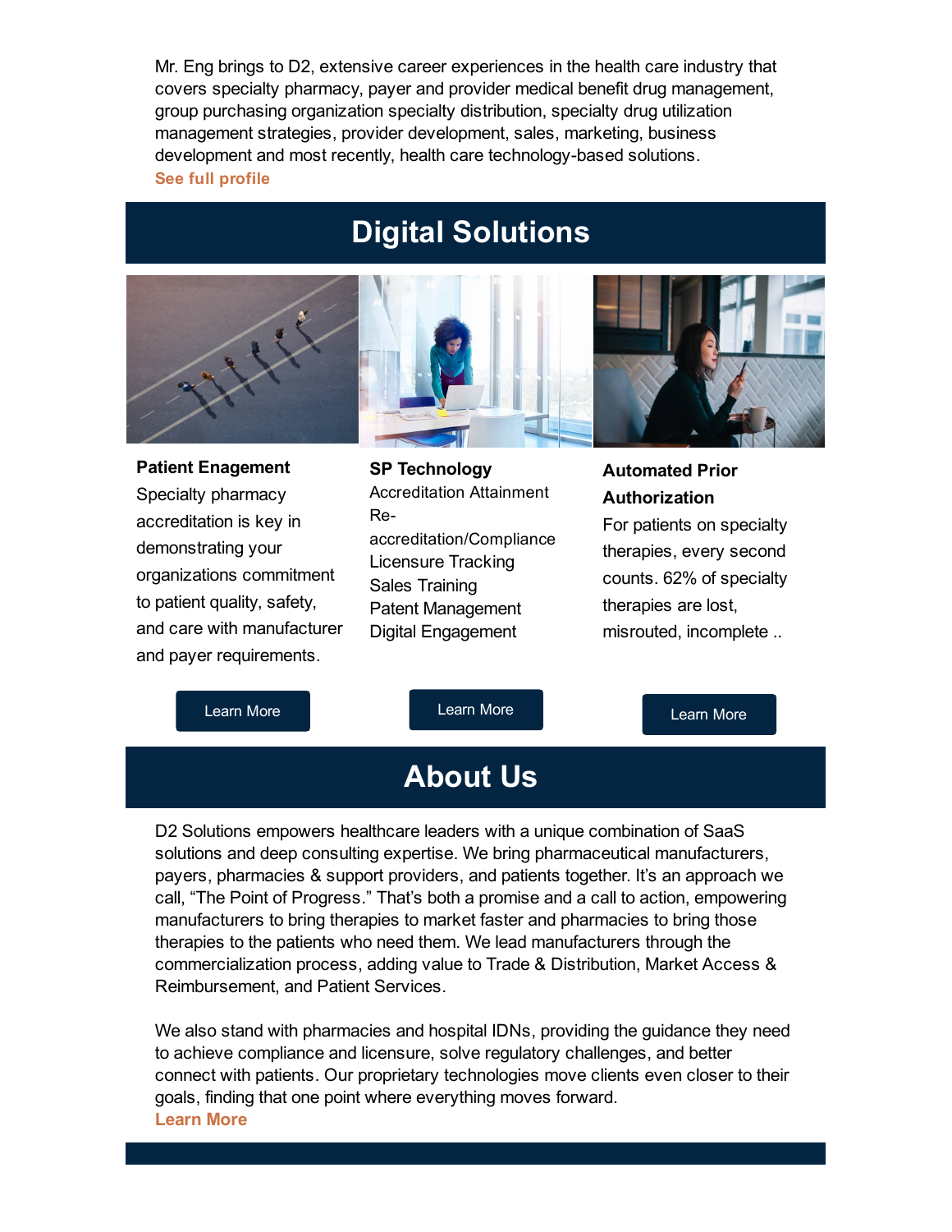Mr. Eng brings to D2, extensive career experiences in the health care industry that covers specialty pharmacy, payer and provider medical benefit drug management, group purchasing organization specialty distribution, specialty drug utilization management strategies, provider development, sales, marketing, business development and most recently, health care technology-based solutions.

**See full profile**

# Digital Solutions

**Patient Engagement**

Specialty pharmacy accreditation is key in demonstrating your organizations commitment to patient quality, safety, and care with manufacturer and payer requirements.

Learn More

**SP Technology**

Accreditation Attainment
Re-accreditation/Compliance
Licensure Tracking
Sales Training
Patent Management
Digital Engagement

Learn More

**Automated Prior Authorization**

For patients on specialty therapies, every second counts. 62% of specialty therapies are lost, misrouted, incomplete ..

Learn More

# About Us

D2 Solutions empowers healthcare leaders with a unique combination of SaaS solutions and deep consulting expertise. We bring pharmaceutical manufacturers, payers, pharmacies & support providers, and patients together. It's an approach we call, "The Point of Progress." That's both a promise and a call to action, empowering manufacturers to bring therapies to market faster and pharmacies to bring those therapies to the patients who need them. We lead manufacturers through the commercialization process, adding value to Trade & Distribution, Market Access & Reimbursement, and Patient Services.

We also stand with pharmacies and hospital IDNs, providing the guidance they need to achieve compliance and licensure, solve regulatory challenges, and better connect with patients. Our proprietary technologies move clients even closer to their goals, finding that one point where everything moves forward.

**Learn More**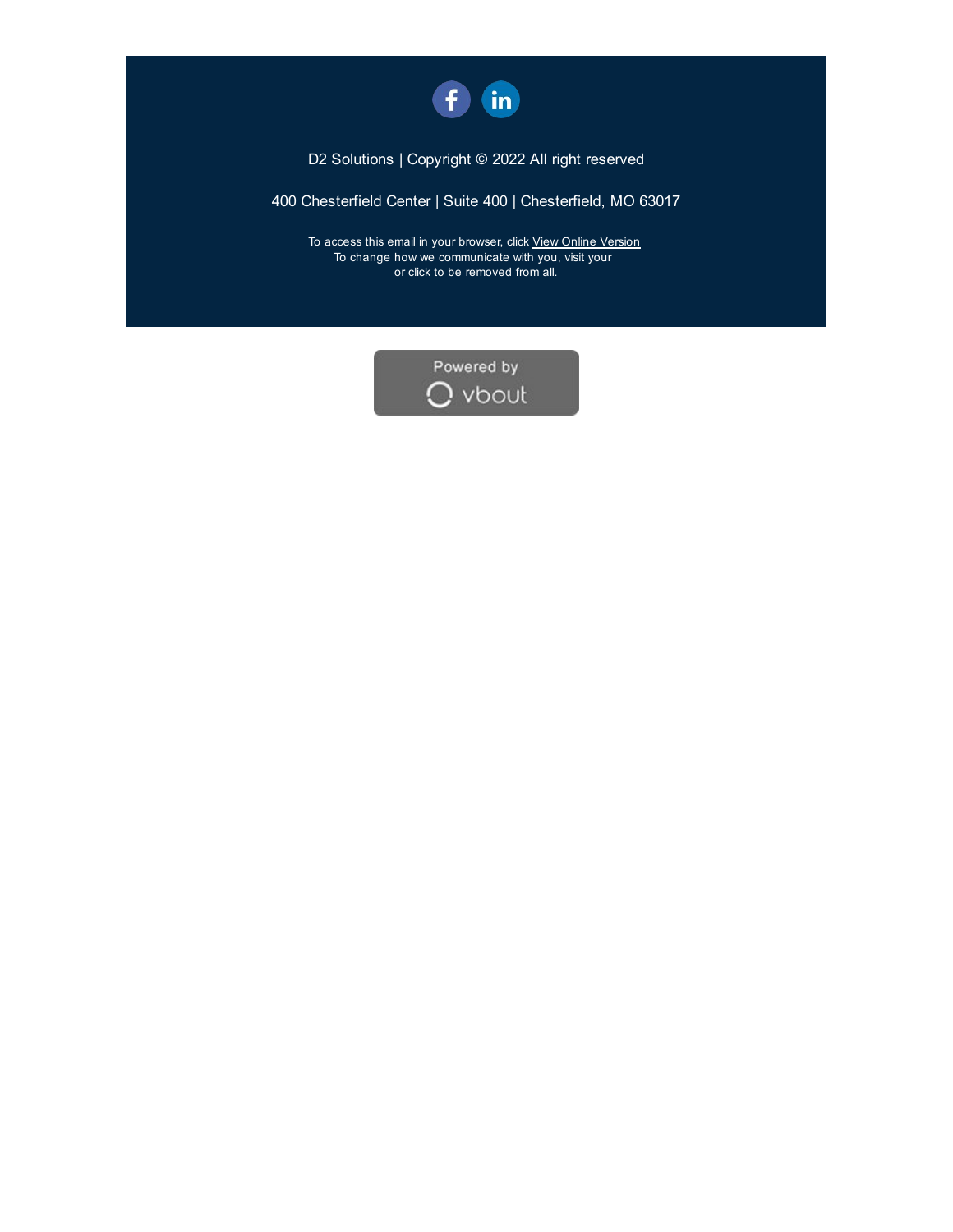D2 Solutions | Copyright © 2022 All right reserved

400 Chesterfield Center | Suite 400 | Chesterfield, MO 63017

To access this email in your browser, click View Online Version
To change how we communicate with you, visit your
or click to be removed from all.

Powered by
vbout